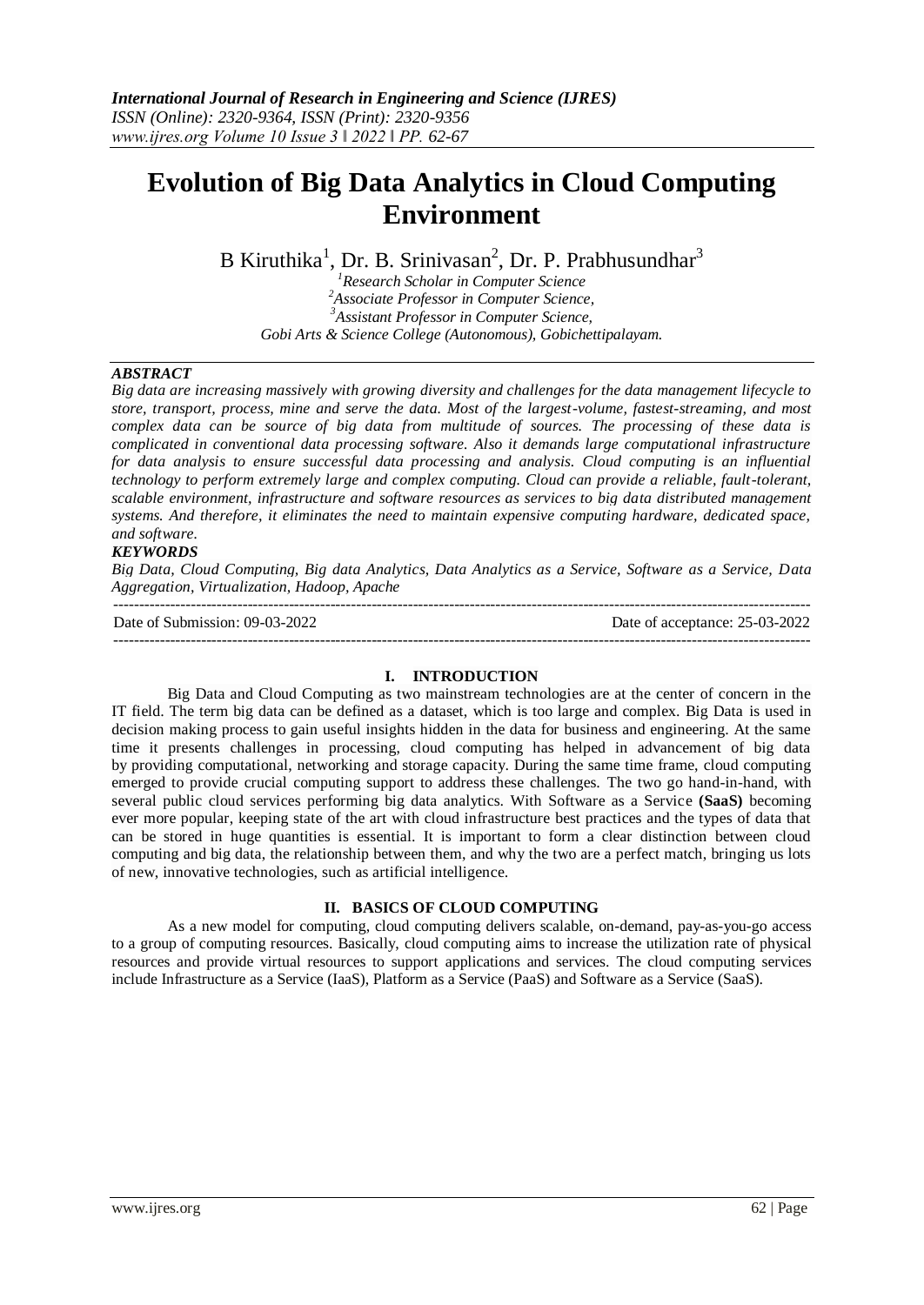# Evolution of Big Data Analytics in Cloud Computing Environment

B Kiruthika[1], Dr. B. Srinivasan[2], Dr. P. Prabhusundhar[3]

[1]*Research Scholar in Computer Science*
[2]*Associate Professor in Computer Science,*
[3]*Assistant Professor in Computer Science,*
*Gobi Arts & Science College (Autonomous), Gobichettipalayam.*

***ABSTRACT***

*Big data are increasing massively with growing diversity and challenges for the data management lifecycle to store, transport, process, mine and serve the data. Most of the largest-volume, fastest-streaming, and most complex data can be source of big data from multitude of sources. The processing of these data is complicated in conventional data processing software. Also it demands large computational infrastructure for data analysis to ensure successful data processing and analysis. Cloud computing is an influential technology to perform extremely large and complex computing. Cloud can provide a reliable, fault-tolerant, scalable environment, infrastructure and software resources as services to big data distributed management systems. And therefore, it eliminates the need to maintain expensive computing hardware, dedicated space, and software.*

***KEYWORDS***

*Big Data, Cloud Computing, Big data Analytics, Data Analytics as a Service, Software as a Service, Data Aggregation, Virtualization, Hadoop, Apache*

---

Date of Submission: 09-03-2022 Date of acceptance: 25-03-2022

---

## I. INTRODUCTION

Big Data and Cloud Computing as two mainstream technologies are at the center of concern in the IT field. The term big data can be defined as a dataset, which is too large and complex. Big Data is used in decision making process to gain useful insights hidden in the data for business and engineering. At the same time it presents challenges in processing, cloud computing has helped in advancement of big data by providing computational, networking and storage capacity. During the same time frame, cloud computing emerged to provide crucial computing support to address these challenges. The two go hand-in-hand, with several public cloud services performing big data analytics. With Software as a Service **(SaaS)** becoming ever more popular, keeping state of the art with cloud infrastructure best practices and the types of data that can be stored in huge quantities is essential. It is important to form a clear distinction between cloud computing and big data, the relationship between them, and why the two are a perfect match, bringing us lots of new, innovative technologies, such as artificial intelligence.

## II. BASICS OF CLOUD COMPUTING

As a new model for computing, cloud computing delivers scalable, on-demand, pay-as-you-go access to a group of computing resources. Basically, cloud computing aims to increase the utilization rate of physical resources and provide virtual resources to support applications and services. The cloud computing services include Infrastructure as a Service (IaaS), Platform as a Service (PaaS) and Software as a Service (SaaS).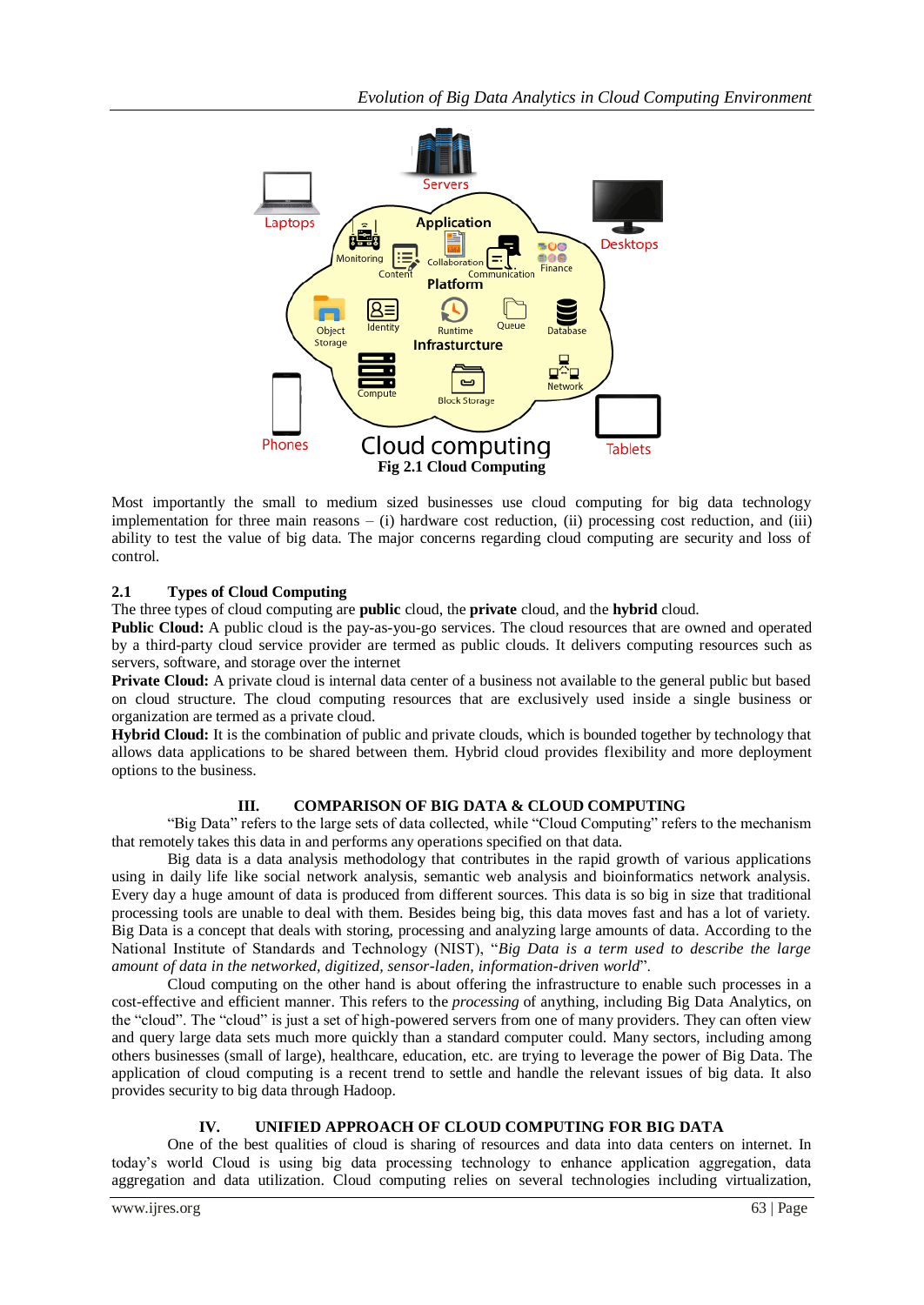**Fig 2.1 Cloud Computing**

Most importantly the small to medium sized businesses use cloud computing for big data technology implementation for three main reasons – (i) hardware cost reduction, (ii) processing cost reduction, and (iii) ability to test the value of big data. The major concerns regarding cloud computing are security and loss of control.

### 2.1 Types of Cloud Computing

The three types of cloud computing are **public** cloud, the **private** cloud, and the **hybrid** cloud.

**Public Cloud:** A public cloud is the pay-as-you-go services. The cloud resources that are owned and operated by a third-party cloud service provider are termed as public clouds. It delivers computing resources such as servers, software, and storage over the internet

**Private Cloud:** A private cloud is internal data center of a business not available to the general public but based on cloud structure. The cloud computing resources that are exclusively used inside a single business or organization are termed as a private cloud.

**Hybrid Cloud:** It is the combination of public and private clouds, which is bounded together by technology that allows data applications to be shared between them. Hybrid cloud provides flexibility and more deployment options to the business.

## III. COMPARISON OF BIG DATA & CLOUD COMPUTING

"Big Data" refers to the large sets of data collected, while "Cloud Computing" refers to the mechanism that remotely takes this data in and performs any operations specified on that data.

Big data is a data analysis methodology that contributes in the rapid growth of various applications using in daily life like social network analysis, semantic web analysis and bioinformatics network analysis. Every day a huge amount of data is produced from different sources. This data is so big in size that traditional processing tools are unable to deal with them. Besides being big, this data moves fast and has a lot of variety. Big Data is a concept that deals with storing, processing and analyzing large amounts of data. According to the National Institute of Standards and Technology (NIST), "*Big Data is a term used to describe the large amount of data in the networked, digitized, sensor-laden, information-driven world*".

Cloud computing on the other hand is about offering the infrastructure to enable such processes in a cost-effective and efficient manner. This refers to the *processing* of anything, including Big Data Analytics, on the "cloud". The "cloud" is just a set of high-powered servers from one of many providers. They can often view and query large data sets much more quickly than a standard computer could. Many sectors, including among others businesses (small of large), healthcare, education, etc. are trying to leverage the power of Big Data. The application of cloud computing is a recent trend to settle and handle the relevant issues of big data. It also provides security to big data through Hadoop.

## IV. UNIFIED APPROACH OF CLOUD COMPUTING FOR BIG DATA

One of the best qualities of cloud is sharing of resources and data into data centers on internet. In today's world Cloud is using big data processing technology to enhance application aggregation, data aggregation and data utilization. Cloud computing relies on several technologies including virtualization,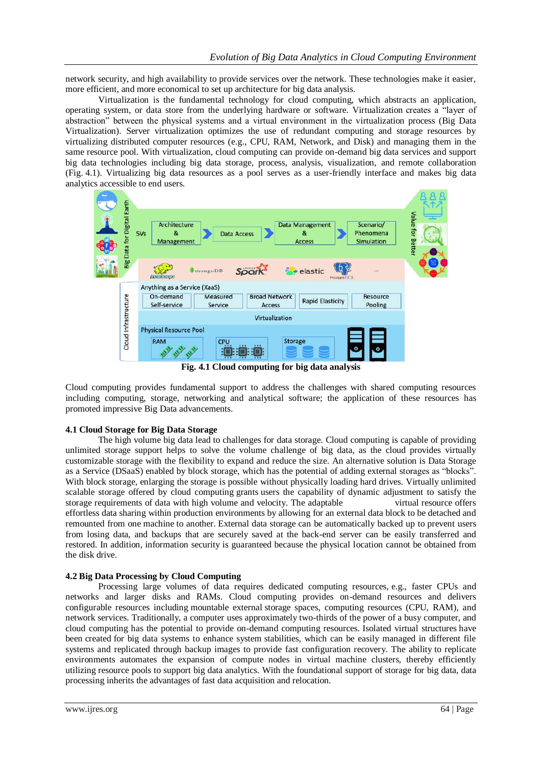network security, and high availability to provide services over the network. These technologies make it easier, more efficient, and more economical to set up architecture for big data analysis.

Virtualization is the fundamental technology for cloud computing, which abstracts an application, operating system, or data store from the underlying hardware or software. Virtualization creates a "layer of abstraction" between the physical systems and a virtual environment in the virtualization process (Big Data Virtualization). Server virtualization optimizes the use of redundant computing and storage resources by virtualizing distributed computer resources (e.g., CPU, RAM, Network, and Disk) and managing them in the same resource pool. With virtualization, cloud computing can provide on-demand big data services and support big data technologies including big data storage, process, analysis, visualization, and remote collaboration (Fig. 4.1). Virtualizing big data resources as a pool serves as a user-friendly interface and makes big data analytics accessible to end users.

**Fig. 4.1 Cloud computing for big data analysis**

Cloud computing provides fundamental support to address the challenges with shared computing resources including computing, storage, networking and analytical software; the application of these resources has promoted impressive Big Data advancements.

### 4.1 Cloud Storage for Big Data Storage

The high volume big data lead to challenges for data storage. Cloud computing is capable of providing unlimited storage support helps to solve the volume challenge of big data, as the cloud provides virtually customizable storage with the flexibility to expand and reduce the size. An alternative solution is Data Storage as a Service (DSaaS) enabled by block storage, which has the potential of adding external storages as "blocks". With block storage, enlarging the storage is possible without physically loading hard drives. Virtually unlimited scalable storage offered by cloud computing grants users the capability of dynamic adjustment to satisfy the storage requirements of data with high volume and velocity. The adaptable virtual resource offers effortless data sharing within production environments by allowing for an external data block to be detached and remounted from one machine to another. External data storage can be automatically backed up to prevent users from losing data, and backups that are securely saved at the back-end server can be easily transferred and restored. In addition, information security is guaranteed because the physical location cannot be obtained from the disk drive.

### 4.2 Big Data Processing by Cloud Computing

Processing large volumes of data requires dedicated computing resources, e.g., faster CPUs and networks and larger disks and RAMs. Cloud computing provides on-demand resources and delivers configurable resources including mountable external storage spaces, computing resources (CPU, RAM), and network services. Traditionally, a computer uses approximately two-thirds of the power of a busy computer, and cloud computing has the potential to provide on-demand computing resources. Isolated virtual structures have been created for big data systems to enhance system stabilities, which can be easily managed in different file systems and replicated through backup images to provide fast configuration recovery. The ability to replicate environments automates the expansion of compute nodes in virtual machine clusters, thereby efficiently utilizing resource pools to support big data analytics. With the foundational support of storage for big data, data processing inherits the advantages of fast data acquisition and relocation.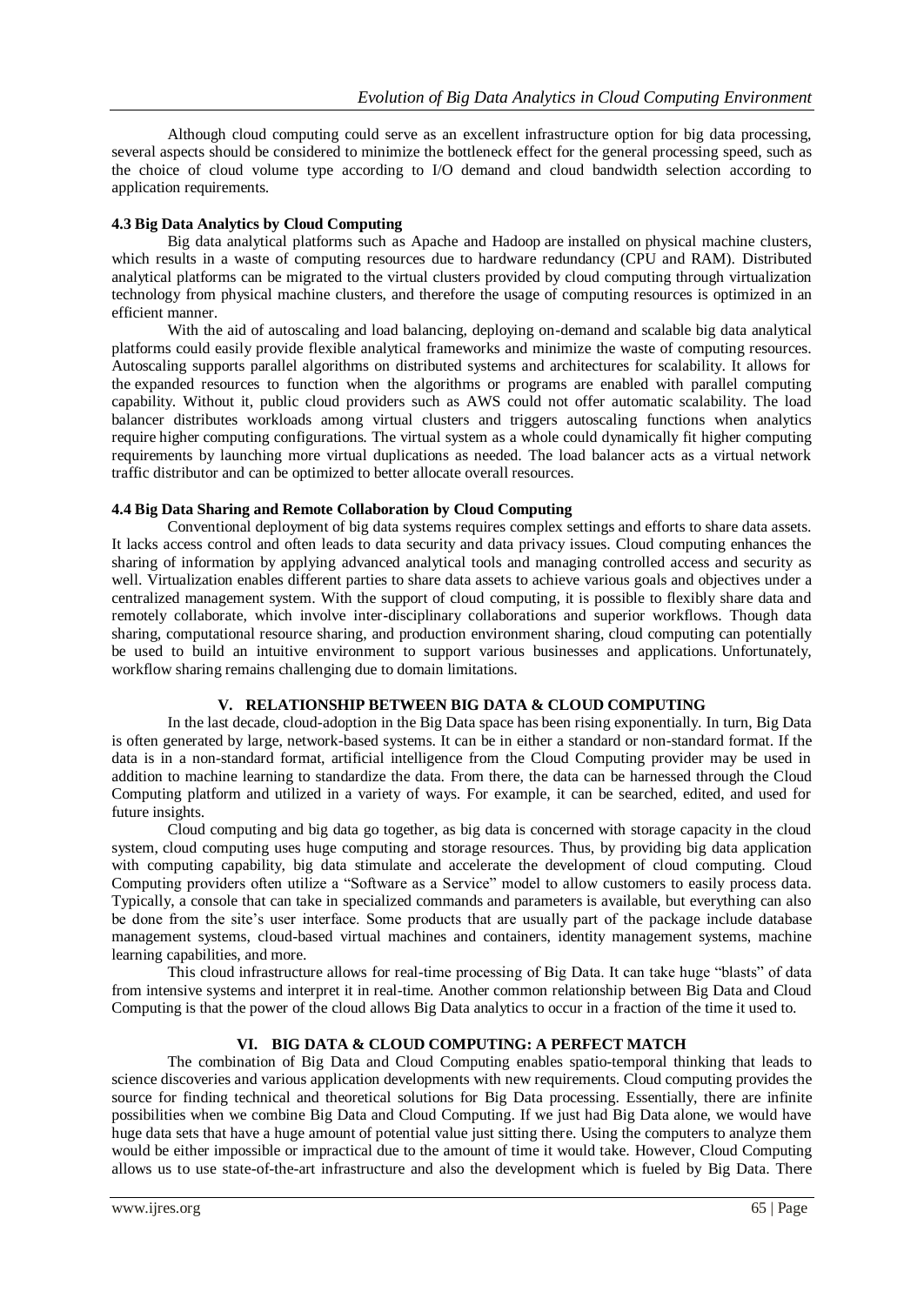Although cloud computing could serve as an excellent infrastructure option for big data processing, several aspects should be considered to minimize the bottleneck effect for the general processing speed, such as the choice of cloud volume type according to I/O demand and cloud bandwidth selection according to application requirements.

### 4.3 Big Data Analytics by Cloud Computing

Big data analytical platforms such as Apache and Hadoop are installed on physical machine clusters, which results in a waste of computing resources due to hardware redundancy (CPU and RAM). Distributed analytical platforms can be migrated to the virtual clusters provided by cloud computing through virtualization technology from physical machine clusters, and therefore the usage of computing resources is optimized in an efficient manner.

With the aid of autoscaling and load balancing, deploying on-demand and scalable big data analytical platforms could easily provide flexible analytical frameworks and minimize the waste of computing resources. Autoscaling supports parallel algorithms on distributed systems and architectures for scalability. It allows for the expanded resources to function when the algorithms or programs are enabled with parallel computing capability. Without it, public cloud providers such as AWS could not offer automatic scalability. The load balancer distributes workloads among virtual clusters and triggers autoscaling functions when analytics require higher computing configurations. The virtual system as a whole could dynamically fit higher computing requirements by launching more virtual duplications as needed. The load balancer acts as a virtual network traffic distributor and can be optimized to better allocate overall resources.

### 4.4 Big Data Sharing and Remote Collaboration by Cloud Computing

Conventional deployment of big data systems requires complex settings and efforts to share data assets. It lacks access control and often leads to data security and data privacy issues. Cloud computing enhances the sharing of information by applying advanced analytical tools and managing controlled access and security as well. Virtualization enables different parties to share data assets to achieve various goals and objectives under a centralized management system. With the support of cloud computing, it is possible to flexibly share data and remotely collaborate, which involve inter-disciplinary collaborations and superior workflows. Though data sharing, computational resource sharing, and production environment sharing, cloud computing can potentially be used to build an intuitive environment to support various businesses and applications. Unfortunately, workflow sharing remains challenging due to domain limitations.

## V. RELATIONSHIP BETWEEN BIG DATA & CLOUD COMPUTING

In the last decade, cloud-adoption in the Big Data space has been rising exponentially. In turn, Big Data is often generated by large, network-based systems. It can be in either a standard or non-standard format. If the data is in a non-standard format, artificial intelligence from the Cloud Computing provider may be used in addition to machine learning to standardize the data. From there, the data can be harnessed through the Cloud Computing platform and utilized in a variety of ways. For example, it can be searched, edited, and used for future insights.

Cloud computing and big data go together, as big data is concerned with storage capacity in the cloud system, cloud computing uses huge computing and storage resources. Thus, by providing big data application with computing capability, big data stimulate and accelerate the development of cloud computing. Cloud Computing providers often utilize a "Software as a Service" model to allow customers to easily process data. Typically, a console that can take in specialized commands and parameters is available, but everything can also be done from the site's user interface. Some products that are usually part of the package include database management systems, cloud-based virtual machines and containers, identity management systems, machine learning capabilities, and more.

This cloud infrastructure allows for real-time processing of Big Data. It can take huge "blasts" of data from intensive systems and interpret it in real-time. Another common relationship between Big Data and Cloud Computing is that the power of the cloud allows Big Data analytics to occur in a fraction of the time it used to.

## VI. BIG DATA & CLOUD COMPUTING: A PERFECT MATCH

The combination of Big Data and Cloud Computing enables spatio-temporal thinking that leads to science discoveries and various application developments with new requirements. Cloud computing provides the source for finding technical and theoretical solutions for Big Data processing. Essentially, there are infinite possibilities when we combine Big Data and Cloud Computing. If we just had Big Data alone, we would have huge data sets that have a huge amount of potential value just sitting there. Using the computers to analyze them would be either impossible or impractical due to the amount of time it would take. However, Cloud Computing allows us to use state-of-the-art infrastructure and also the development which is fueled by Big Data. There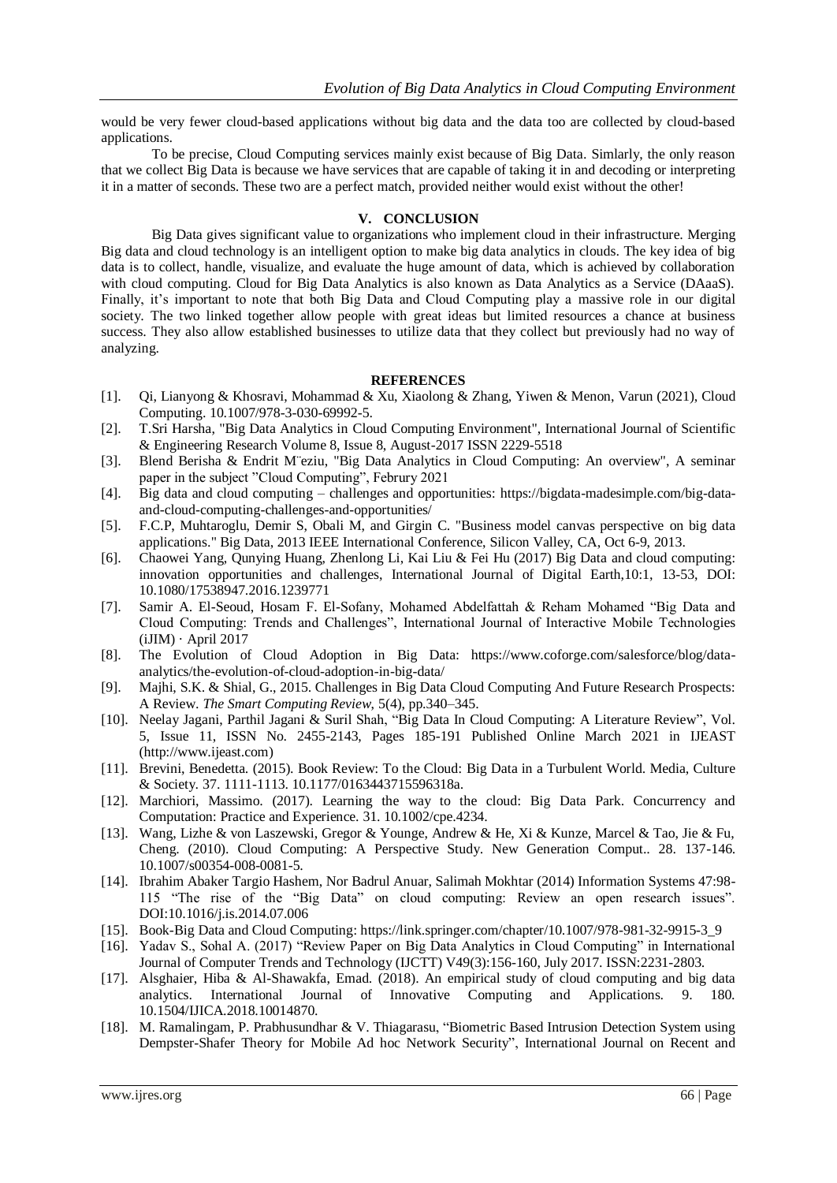would be very fewer cloud-based applications without big data and the data too are collected by cloud-based applications.

To be precise, Cloud Computing services mainly exist because of Big Data. Simlarly, the only reason that we collect Big Data is because we have services that are capable of taking it in and decoding or interpreting it in a matter of seconds. These two are a perfect match, provided neither would exist without the other!

## V. CONCLUSION

Big Data gives significant value to organizations who implement cloud in their infrastructure. Merging Big data and cloud technology is an intelligent option to make big data analytics in clouds. The key idea of big data is to collect, handle, visualize, and evaluate the huge amount of data, which is achieved by collaboration with cloud computing. Cloud for Big Data Analytics is also known as Data Analytics as a Service (DAaaS). Finally, it's important to note that both Big Data and Cloud Computing play a massive role in our digital society. The two linked together allow people with great ideas but limited resources a chance at business success. They also allow established businesses to utilize data that they collect but previously had no way of analyzing.

## REFERENCES

[1]. Qi, Lianyong & Khosravi, Mohammad & Xu, Xiaolong & Zhang, Yiwen & Menon, Varun (2021), Cloud Computing. 10.1007/978-3-030-69992-5.

[2]. T.Sri Harsha, "Big Data Analytics in Cloud Computing Environment", International Journal of Scientific & Engineering Research Volume 8, Issue 8, August-2017 ISSN 2229-5518

[3]. Blend Berisha & Endrit M¨eziu, "Big Data Analytics in Cloud Computing: An overview", A seminar paper in the subject "Cloud Computing", Februry 2021

[4]. Big data and cloud computing – challenges and opportunities: https://bigdata-madesimple.com/big-data-and-cloud-computing-challenges-and-opportunities/

[5]. F.C.P, Muhtaroglu, Demir S, Obali M, and Girgin C. "Business model canvas perspective on big data applications." Big Data, 2013 IEEE International Conference, Silicon Valley, CA, Oct 6-9, 2013.

[6]. Chaowei Yang, Qunying Huang, Zhenlong Li, Kai Liu & Fei Hu (2017) Big Data and cloud computing: innovation opportunities and challenges, International Journal of Digital Earth,10:1, 13-53, DOI: 10.1080/17538947.2016.1239771

[7]. Samir A. El-Seoud, Hosam F. El-Sofany, Mohamed Abdelfattah & Reham Mohamed "Big Data and Cloud Computing: Trends and Challenges", International Journal of Interactive Mobile Technologies (iJIM) · April 2017

[8]. The Evolution of Cloud Adoption in Big Data: https://www.coforge.com/salesforce/blog/data-analytics/the-evolution-of-cloud-adoption-in-big-data/

[9]. Majhi, S.K. & Shial, G., 2015. Challenges in Big Data Cloud Computing And Future Research Prospects: A Review. *The Smart Computing Review*, 5(4), pp.340–345.

[10]. Neelay Jagani, Parthil Jagani & Suril Shah, "Big Data In Cloud Computing: A Literature Review", Vol. 5, Issue 11, ISSN No. 2455-2143, Pages 185-191 Published Online March 2021 in IJEAST (http://www.ijeast.com)

[11]. Brevini, Benedetta. (2015). Book Review: To the Cloud: Big Data in a Turbulent World. Media, Culture & Society. 37. 1111-1113. 10.1177/0163443715596318a.

[12]. Marchiori, Massimo. (2017). Learning the way to the cloud: Big Data Park. Concurrency and Computation: Practice and Experience. 31. 10.1002/cpe.4234.

[13]. Wang, Lizhe & von Laszewski, Gregor & Younge, Andrew & He, Xi & Kunze, Marcel & Tao, Jie & Fu, Cheng. (2010). Cloud Computing: A Perspective Study. New Generation Comput.. 28. 137-146. 10.1007/s00354-008-0081-5.

[14]. Ibrahim Abaker Targio Hashem, Nor Badrul Anuar, Salimah Mokhtar (2014) Information Systems 47:98-115 "The rise of the "Big Data" on cloud computing: Review an open research issues". DOI:10.1016/j.is.2014.07.006

[15]. Book-Big Data and Cloud Computing: https://link.springer.com/chapter/10.1007/978-981-32-9915-3_9

[16]. Yadav S., Sohal A. (2017) "Review Paper on Big Data Analytics in Cloud Computing" in International Journal of Computer Trends and Technology (IJCTT) V49(3):156-160, July 2017. ISSN:2231-2803.

[17]. Alsghaier, Hiba & Al-Shawakfa, Emad. (2018). An empirical study of cloud computing and big data analytics. International Journal of Innovative Computing and Applications. 9. 180. 10.1504/IJICA.2018.10014870.

[18]. M. Ramalingam, P. Prabhusundhar & V. Thiagarasu, "Biometric Based Intrusion Detection System using Dempster-Shafer Theory for Mobile Ad hoc Network Security", International Journal on Recent and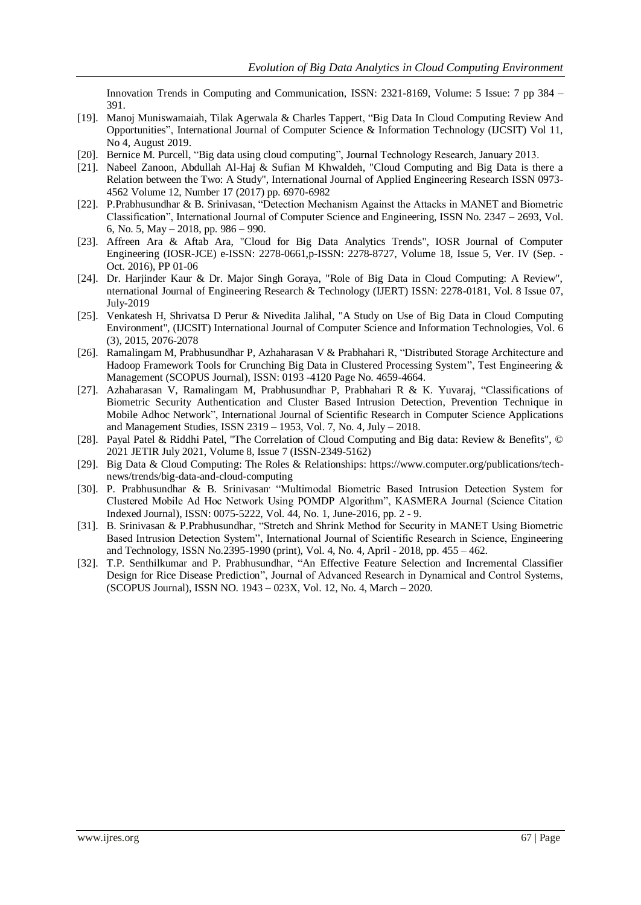Innovation Trends in Computing and Communication, ISSN: 2321-8169, Volume: 5 Issue: 7 pp 384 – 391.

[19]. Manoj Muniswamaiah, Tilak Agerwala & Charles Tappert, "Big Data In Cloud Computing Review And Opportunities", International Journal of Computer Science & Information Technology (IJCSIT) Vol 11, No 4, August 2019.

[20]. Bernice M. Purcell, "Big data using cloud computing", Journal Technology Research, January 2013.

[21]. Nabeel Zanoon, Abdullah Al-Haj & Sufian M Khwaldeh, "Cloud Computing and Big Data is there a Relation between the Two: A Study", International Journal of Applied Engineering Research ISSN 0973-4562 Volume 12, Number 17 (2017) pp. 6970-6982

[22]. P.Prabhusundhar & B. Srinivasan, "Detection Mechanism Against the Attacks in MANET and Biometric Classification", International Journal of Computer Science and Engineering, ISSN No. 2347 – 2693, Vol. 6, No. 5, May – 2018, pp. 986 – 990.

[23]. Affreen Ara & Aftab Ara, "Cloud for Big Data Analytics Trends", IOSR Journal of Computer Engineering (IOSR-JCE) e-ISSN: 2278-0661,p-ISSN: 2278-8727, Volume 18, Issue 5, Ver. IV (Sep. - Oct. 2016), PP 01-06

[24]. Dr. Harjinder Kaur & Dr. Major Singh Goraya, "Role of Big Data in Cloud Computing: A Review", nternational Journal of Engineering Research & Technology (IJERT) ISSN: 2278-0181, Vol. 8 Issue 07, July-2019

[25]. Venkatesh H, Shrivatsa D Perur & Nivedita Jalihal, "A Study on Use of Big Data in Cloud Computing Environment", (IJCSIT) International Journal of Computer Science and Information Technologies, Vol. 6 (3), 2015, 2076-2078

[26]. Ramalingam M, Prabhusundhar P, Azhaharasan V & Prabhahari R, "Distributed Storage Architecture and Hadoop Framework Tools for Crunching Big Data in Clustered Processing System", Test Engineering & Management (SCOPUS Journal), ISSN: 0193 -4120 Page No. 4659-4664.

[27]. Azhaharasan V, Ramalingam M, Prabhusundhar P, Prabhahari R & K. Yuvaraj, "Classifications of Biometric Security Authentication and Cluster Based Intrusion Detection, Prevention Technique in Mobile Adhoc Network", International Journal of Scientific Research in Computer Science Applications and Management Studies, ISSN 2319 – 1953, Vol. 7, No. 4, July – 2018.

[28]. Payal Patel & Riddhi Patel, "The Correlation of Cloud Computing and Big data: Review & Benefits", © 2021 JETIR July 2021, Volume 8, Issue 7 (ISSN-2349-5162)

[29]. Big Data & Cloud Computing: The Roles & Relationships: https://www.computer.org/publications/tech-news/trends/big-data-and-cloud-computing

[30]. P. Prabhusundhar & B. Srinivasan' "Multimodal Biometric Based Intrusion Detection System for Clustered Mobile Ad Hoc Network Using POMDP Algorithm", KASMERA Journal (Science Citation Indexed Journal), ISSN: 0075-5222, Vol. 44, No. 1, June-2016, pp. 2 - 9.

[31]. B. Srinivasan & P.Prabhusundhar, "Stretch and Shrink Method for Security in MANET Using Biometric Based Intrusion Detection System", International Journal of Scientific Research in Science, Engineering and Technology, ISSN No.2395-1990 (print), Vol. 4, No. 4, April - 2018, pp. 455 – 462.

[32]. T.P. Senthilkumar and P. Prabhusundhar, "An Effective Feature Selection and Incremental Classifier Design for Rice Disease Prediction", Journal of Advanced Research in Dynamical and Control Systems, (SCOPUS Journal), ISSN NO. 1943 – 023X, Vol. 12, No. 4, March – 2020.